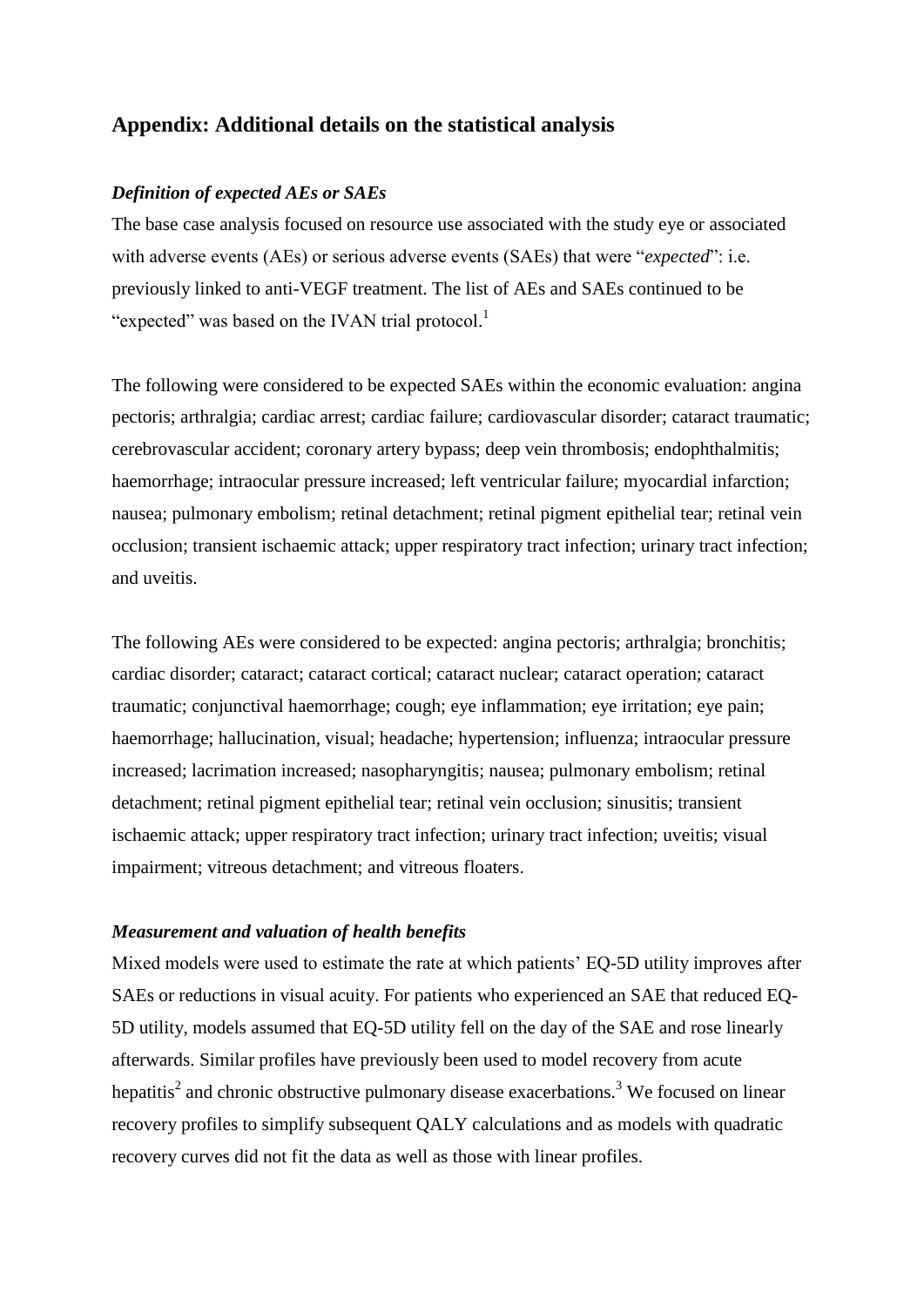# Appendix: Additional details on the statistical analysis

### *Definition of expected AEs or SAEs*

The base case analysis focused on resource use associated with the study eye or associated with adverse events (AEs) or serious adverse events (SAEs) that were "*expected*": i.e. previously linked to anti-VEGF treatment. The list of AEs and SAEs continued to be "expected" was based on the IVAN trial protocol.[1]

The following were considered to be expected SAEs within the economic evaluation: angina pectoris; arthralgia; cardiac arrest; cardiac failure; cardiovascular disorder; cataract traumatic; cerebrovascular accident; coronary artery bypass; deep vein thrombosis; endophthalmitis; haemorrhage; intraocular pressure increased; left ventricular failure; myocardial infarction; nausea; pulmonary embolism; retinal detachment; retinal pigment epithelial tear; retinal vein occlusion; transient ischaemic attack; upper respiratory tract infection; urinary tract infection; and uveitis.

The following AEs were considered to be expected: angina pectoris; arthralgia; bronchitis; cardiac disorder; cataract; cataract cortical; cataract nuclear; cataract operation; cataract traumatic; conjunctival haemorrhage; cough; eye inflammation; eye irritation; eye pain; haemorrhage; hallucination, visual; headache; hypertension; influenza; intraocular pressure increased; lacrimation increased; nasopharyngitis; nausea; pulmonary embolism; retinal detachment; retinal pigment epithelial tear; retinal vein occlusion; sinusitis; transient ischaemic attack; upper respiratory tract infection; urinary tract infection; uveitis; visual impairment; vitreous detachment; and vitreous floaters.

### *Measurement and valuation of health benefits*

Mixed models were used to estimate the rate at which patients' EQ-5D utility improves after SAEs or reductions in visual acuity. For patients who experienced an SAE that reduced EQ-5D utility, models assumed that EQ-5D utility fell on the day of the SAE and rose linearly afterwards. Similar profiles have previously been used to model recovery from acute hepatitis[2] and chronic obstructive pulmonary disease exacerbations.[3] We focused on linear recovery profiles to simplify subsequent QALY calculations and as models with quadratic recovery curves did not fit the data as well as those with linear profiles.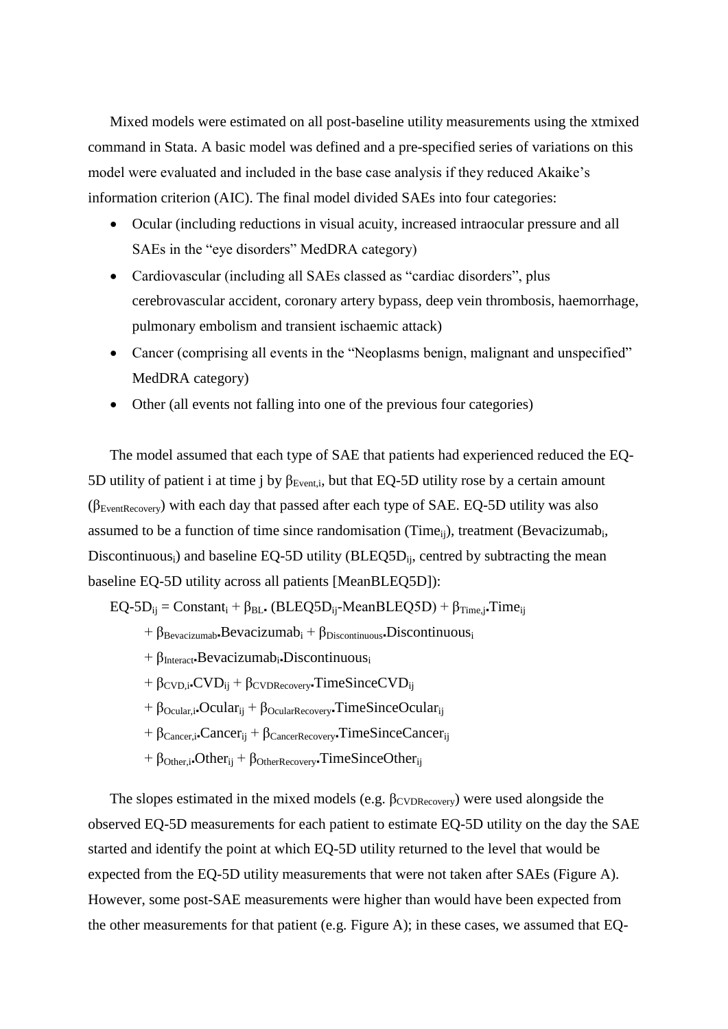Mixed models were estimated on all post-baseline utility measurements using the xtmixed command in Stata. A basic model was defined and a pre-specified series of variations on this model were evaluated and included in the base case analysis if they reduced Akaike's information criterion (AIC). The final model divided SAEs into four categories:

- Ocular (including reductions in visual acuity, increased intraocular pressure and all SAEs in the "eye disorders" MedDRA category)
- Cardiovascular (including all SAEs classed as "cardiac disorders", plus cerebrovascular accident, coronary artery bypass, deep vein thrombosis, haemorrhage, pulmonary embolism and transient ischaemic attack)
- Cancer (comprising all events in the "Neoplasms benign, malignant and unspecified" MedDRA category)
- Other (all events not falling into one of the previous four categories)

The model assumed that each type of SAE that patients had experienced reduced the EQ-5D utility of patient i at time j by $\beta_{Event,i}$, but that EQ-5D utility rose by a certain amount ($\beta_{EventRecovery}$) with each day that passed after each type of SAE. EQ-5D utility was also assumed to be a function of time since randomisation ($Time_{ij}$), treatment ($Bevacizumab_i$, $Discontinuous_i$) and baseline EQ-5D utility ($BLEQ5D_{ij}$, centred by subtracting the mean baseline EQ-5D utility across all patients [MeanBLEQ5D]):

$$
\begin{aligned}
EQ\text{-}5D_{ij} = {} & Constant_i + \beta_{BL} \cdot (BLEQ5D_{ij} - MeanBLEQ5D) + \beta_{Time,j} \cdot Time_{ij} \\
& + \beta_{Bevacizumab} \cdot Bevacizumab_i + \beta_{Discontinuous} \cdot Discontinuous_i \\
& + \beta_{Interact} \cdot Bevacizumab_i \cdot Discontinuous_i \\
& + \beta_{CVD,i} \cdot CVD_{ij} + \beta_{CVDRecovery} \cdot TimeSinceCVD_{ij} \\
& + \beta_{Ocular,i} \cdot Ocular_{ij} + \beta_{OcularRecovery} \cdot TimeSinceOcular_{ij} \\
& + \beta_{Cancer,i} \cdot Cancer_{ij} + \beta_{CancerRecovery} \cdot TimeSinceCancer_{ij} \\
& + \beta_{Other,i} \cdot Other_{ij} + \beta_{OtherRecovery} \cdot TimeSinceOther_{ij}
\end{aligned}
$$

The slopes estimated in the mixed models (e.g. $\beta_{CVDRecovery}$) were used alongside the observed EQ-5D measurements for each patient to estimate EQ-5D utility on the day the SAE started and identify the point at which EQ-5D utility returned to the level that would be expected from the EQ-5D utility measurements that were not taken after SAEs (Figure A). However, some post-SAE measurements were higher than would have been expected from the other measurements for that patient (e.g. Figure A); in these cases, we assumed that EQ-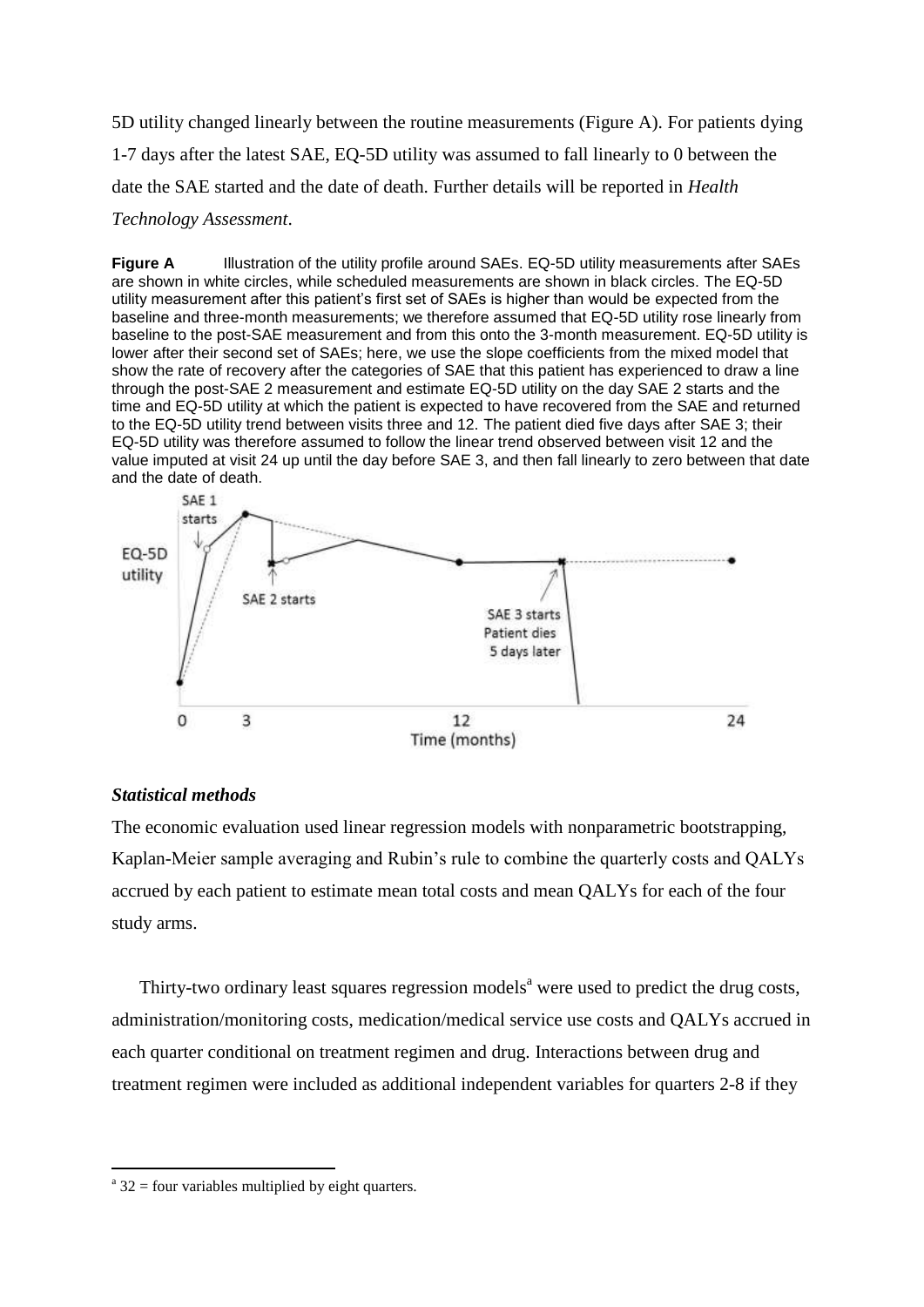5D utility changed linearly between the routine measurements (Figure A). For patients dying 1-7 days after the latest SAE, EQ-5D utility was assumed to fall linearly to 0 between the date the SAE started and the date of death. Further details will be reported in *Health Technology Assessment*.

**Figure A** Illustration of the utility profile around SAEs. EQ-5D utility measurements after SAEs are shown in white circles, while scheduled measurements are shown in black circles. The EQ-5D utility measurement after this patient's first set of SAEs is higher than would be expected from the baseline and three-month measurements; we therefore assumed that EQ-5D utility rose linearly from baseline to the post-SAE measurement and from this onto the 3-month measurement. EQ-5D utility is lower after their second set of SAEs; here, we use the slope coefficients from the mixed model that show the rate of recovery after the categories of SAE that this patient has experienced to draw a line through the post-SAE 2 measurement and estimate EQ-5D utility on the day SAE 2 starts and the time and EQ-5D utility at which the patient is expected to have recovered from the SAE and returned to the EQ-5D utility trend between visits three and 12. The patient died five days after SAE 3; their EQ-5D utility was therefore assumed to follow the linear trend observed between visit 12 and the value imputed at visit 24 up until the day before SAE 3, and then fall linearly to zero between that date and the date of death.

### *Statistical methods*

The economic evaluation used linear regression models with nonparametric bootstrapping, Kaplan-Meier sample averaging and Rubin's rule to combine the quarterly costs and QALYs accrued by each patient to estimate mean total costs and mean QALYs for each of the four study arms.

Thirty-two ordinary least squares regression models[a] were used to predict the drug costs, administration/monitoring costs, medication/medical service use costs and QALYs accrued in each quarter conditional on treatment regimen and drug. Interactions between drug and treatment regimen were included as additional independent variables for quarters 2-8 if they

[a] 32 = four variables multiplied by eight quarters.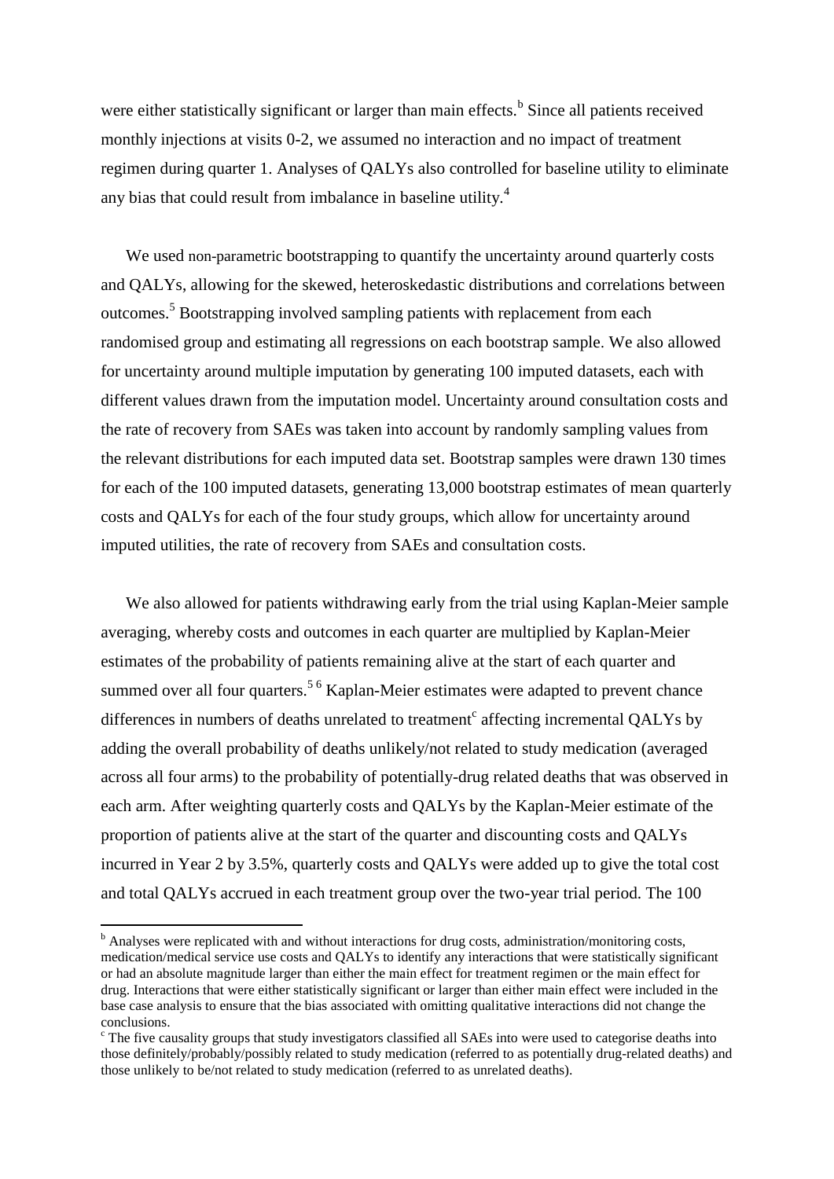were either statistically significant or larger than main effects.[b] Since all patients received monthly injections at visits 0-2, we assumed no interaction and no impact of treatment regimen during quarter 1. Analyses of QALYs also controlled for baseline utility to eliminate any bias that could result from imbalance in baseline utility.[4]

We used non-parametric bootstrapping to quantify the uncertainty around quarterly costs and QALYs, allowing for the skewed, heteroskedastic distributions and correlations between outcomes.[5] Bootstrapping involved sampling patients with replacement from each randomised group and estimating all regressions on each bootstrap sample. We also allowed for uncertainty around multiple imputation by generating 100 imputed datasets, each with different values drawn from the imputation model. Uncertainty around consultation costs and the rate of recovery from SAEs was taken into account by randomly sampling values from the relevant distributions for each imputed data set. Bootstrap samples were drawn 130 times for each of the 100 imputed datasets, generating 13,000 bootstrap estimates of mean quarterly costs and QALYs for each of the four study groups, which allow for uncertainty around imputed utilities, the rate of recovery from SAEs and consultation costs.

We also allowed for patients withdrawing early from the trial using Kaplan-Meier sample averaging, whereby costs and outcomes in each quarter are multiplied by Kaplan-Meier estimates of the probability of patients remaining alive at the start of each quarter and summed over all four quarters.[5 6] Kaplan-Meier estimates were adapted to prevent chance differences in numbers of deaths unrelated to treatment[c] affecting incremental QALYs by adding the overall probability of deaths unlikely/not related to study medication (averaged across all four arms) to the probability of potentially-drug related deaths that was observed in each arm. After weighting quarterly costs and QALYs by the Kaplan-Meier estimate of the proportion of patients alive at the start of the quarter and discounting costs and QALYs incurred in Year 2 by 3.5%, quarterly costs and QALYs were added up to give the total cost and total QALYs accrued in each treatment group over the two-year trial period. The 100

---

[b] Analyses were replicated with and without interactions for drug costs, administration/monitoring costs, medication/medical service use costs and QALYs to identify any interactions that were statistically significant or had an absolute magnitude larger than either the main effect for treatment regimen or the main effect for drug. Interactions that were either statistically significant or larger than either main effect were included in the base case analysis to ensure that the bias associated with omitting qualitative interactions did not change the conclusions.

[c] The five causality groups that study investigators classified all SAEs into were used to categorise deaths into those definitely/probably/possibly related to study medication (referred to as potentially drug-related deaths) and those unlikely to be/not related to study medication (referred to as unrelated deaths).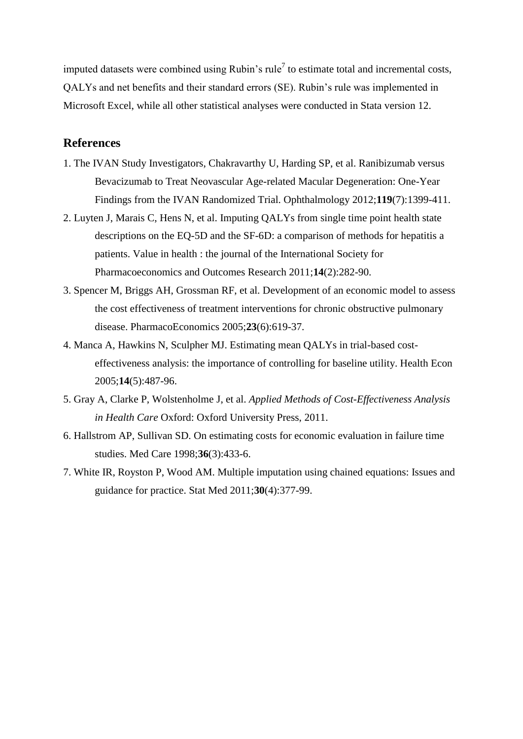imputed datasets were combined using Rubin's rule[7] to estimate total and incremental costs, QALYs and net benefits and their standard errors (SE). Rubin's rule was implemented in Microsoft Excel, while all other statistical analyses were conducted in Stata version 12.

## References

1. The IVAN Study Investigators, Chakravarthy U, Harding SP, et al. Ranibizumab versus Bevacizumab to Treat Neovascular Age-related Macular Degeneration: One-Year Findings from the IVAN Randomized Trial. Ophthalmology 2012;**119**(7):1399-411.
2. Luyten J, Marais C, Hens N, et al. Imputing QALYs from single time point health state descriptions on the EQ-5D and the SF-6D: a comparison of methods for hepatitis a patients. Value in health : the journal of the International Society for Pharmacoeconomics and Outcomes Research 2011;**14**(2):282-90.
3. Spencer M, Briggs AH, Grossman RF, et al. Development of an economic model to assess the cost effectiveness of treatment interventions for chronic obstructive pulmonary disease. PharmacoEconomics 2005;**23**(6):619-37.
4. Manca A, Hawkins N, Sculpher MJ. Estimating mean QALYs in trial-based cost-effectiveness analysis: the importance of controlling for baseline utility. Health Econ 2005;**14**(5):487-96.
5. Gray A, Clarke P, Wolstenholme J, et al. *Applied Methods of Cost-Effectiveness Analysis in Health Care* Oxford: Oxford University Press, 2011.
6. Hallstrom AP, Sullivan SD. On estimating costs for economic evaluation in failure time studies. Med Care 1998;**36**(3):433-6.
7. White IR, Royston P, Wood AM. Multiple imputation using chained equations: Issues and guidance for practice. Stat Med 2011;**30**(4):377-99.